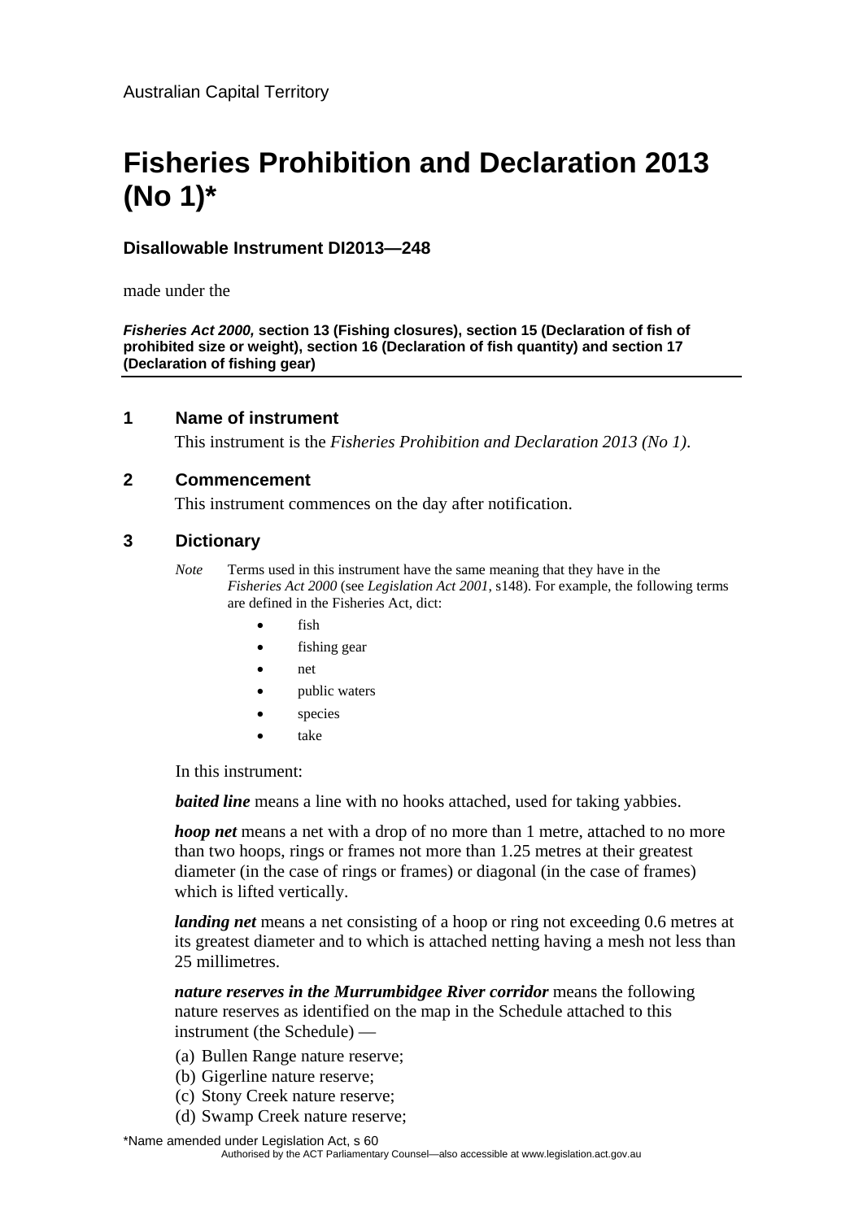Australian Capital Territory

# Fisheries Prohibition and Declaration 2013 (No 1)*

### Disallowable Instrument DI2013—248

made under the

***Fisheries Act 2000,* section 13 (Fishing closures), section 15 (Declaration of fish of prohibited size or weight), section 16 (Declaration of fish quantity) and section 17 (Declaration of fishing gear)**

## 1 Name of instrument

This instrument is the *Fisheries Prohibition and Declaration 2013 (No 1)*.

## 2 Commencement

This instrument commences on the day after notification.

## 3 Dictionary

*Note* Terms used in this instrument have the same meaning that they have in the *Fisheries Act 2000* (see *Legislation Act 2001*, s148). For example, the following terms are defined in the Fisheries Act, dict:

- fish
- fishing gear
- net
- public waters
- species
- take

In this instrument:

***baited line*** means a line with no hooks attached, used for taking yabbies.

***hoop net*** means a net with a drop of no more than 1 metre, attached to no more than two hoops, rings or frames not more than 1.25 metres at their greatest diameter (in the case of rings or frames) or diagonal (in the case of frames) which is lifted vertically.

***landing net*** means a net consisting of a hoop or ring not exceeding 0.6 metres at its greatest diameter and to which is attached netting having a mesh not less than 25 millimetres.

***nature reserves in the Murrumbidgee River corridor*** means the following nature reserves as identified on the map in the Schedule attached to this instrument (the Schedule) —

(a) Bullen Range nature reserve;
(b) Gigerline nature reserve;
(c) Stony Creek nature reserve;
(d) Swamp Creek nature reserve;

*Name amended under Legislation Act, s 60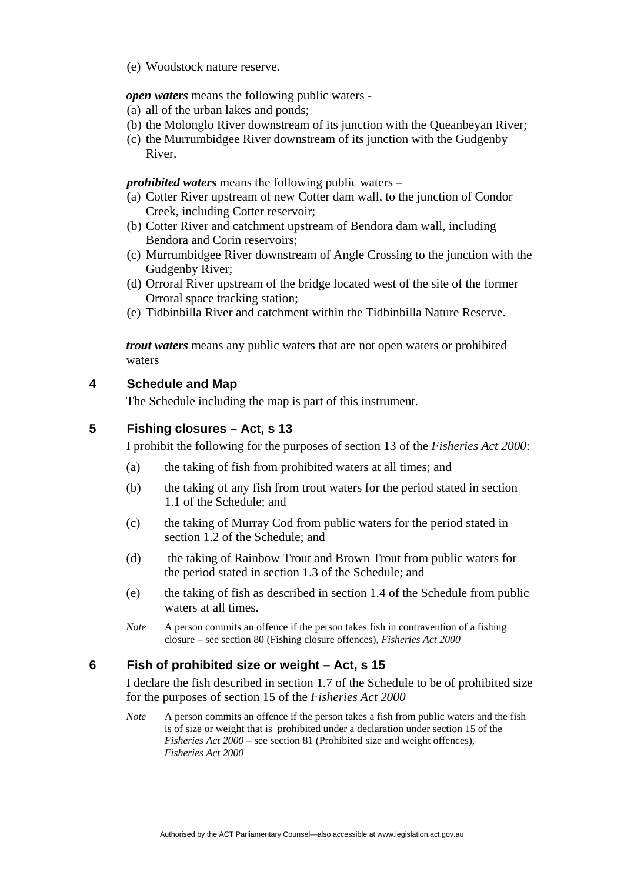(e) Woodstock nature reserve.

***open waters*** means the following public waters -

(a) all of the urban lakes and ponds;
(b) the Molonglo River downstream of its junction with the Queanbeyan River;
(c) the Murrumbidgee River downstream of its junction with the Gudgenby River.

***prohibited waters*** means the following public waters –

(a) Cotter River upstream of new Cotter dam wall, to the junction of Condor Creek, including Cotter reservoir;
(b) Cotter River and catchment upstream of Bendora dam wall, including Bendora and Corin reservoirs;
(c) Murrumbidgee River downstream of Angle Crossing to the junction with the Gudgenby River;
(d) Orroral River upstream of the bridge located west of the site of the former Orroral space tracking station;
(e) Tidbinbilla River and catchment within the Tidbinbilla Nature Reserve.

***trout waters*** means any public waters that are not open waters or prohibited waters

## 4 Schedule and Map

The Schedule including the map is part of this instrument.

## 5 Fishing closures – Act, s 13

I prohibit the following for the purposes of section 13 of the *Fisheries Act 2000*:

(a) the taking of fish from prohibited waters at all times; and

(b) the taking of any fish from trout waters for the period stated in section 1.1 of the Schedule; and

(c) the taking of Murray Cod from public waters for the period stated in section 1.2 of the Schedule; and

(d) the taking of Rainbow Trout and Brown Trout from public waters for the period stated in section 1.3 of the Schedule; and

(e) the taking of fish as described in section 1.4 of the Schedule from public waters at all times.

*Note* A person commits an offence if the person takes fish in contravention of a fishing closure – see section 80 (Fishing closure offences), *Fisheries Act 2000*

## 6 Fish of prohibited size or weight – Act, s 15

I declare the fish described in section 1.7 of the Schedule to be of prohibited size for the purposes of section 15 of the *Fisheries Act 2000*

*Note* A person commits an offence if the person takes a fish from public waters and the fish is of size or weight that is prohibited under a declaration under section 15 of the *Fisheries Act 2000* – see section 81 (Prohibited size and weight offences), *Fisheries Act 2000*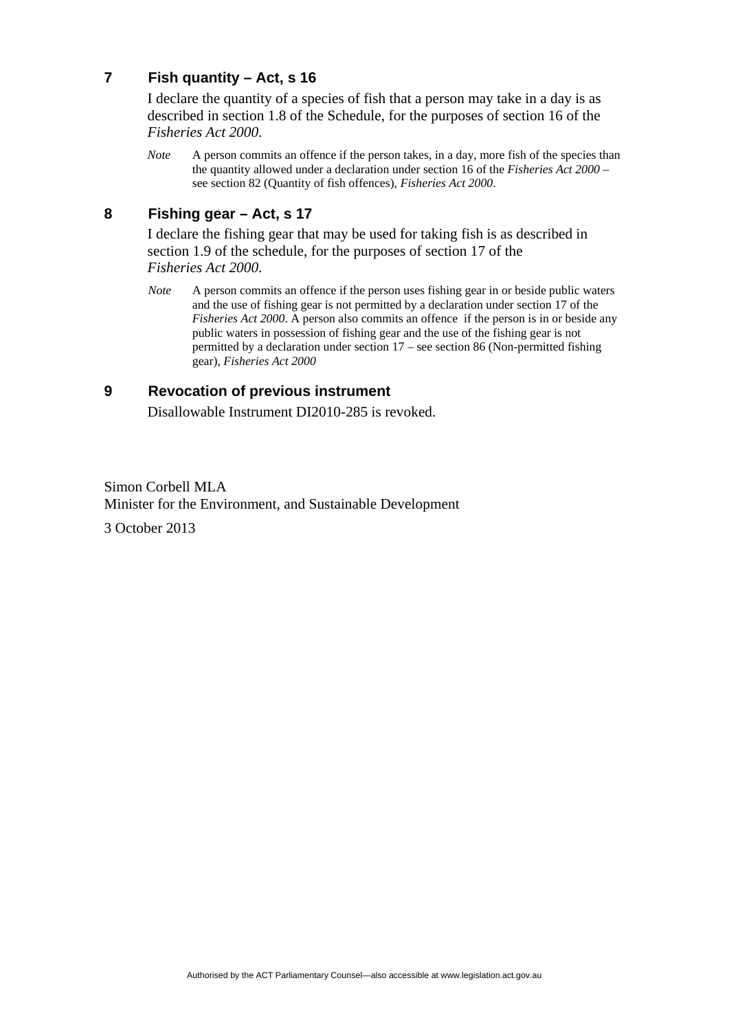## 7 Fish quantity – Act, s 16

I declare the quantity of a species of fish that a person may take in a day is as described in section 1.8 of the Schedule, for the purposes of section 16 of the *Fisheries Act 2000*.

*Note* A person commits an offence if the person takes, in a day, more fish of the species than the quantity allowed under a declaration under section 16 of the *Fisheries Act 2000* – see section 82 (Quantity of fish offences), *Fisheries Act 2000*.

## 8 Fishing gear – Act, s 17

I declare the fishing gear that may be used for taking fish is as described in section 1.9 of the schedule, for the purposes of section 17 of the *Fisheries Act 2000*.

*Note* A person commits an offence if the person uses fishing gear in or beside public waters and the use of fishing gear is not permitted by a declaration under section 17 of the *Fisheries Act 2000*. A person also commits an offence if the person is in or beside any public waters in possession of fishing gear and the use of the fishing gear is not permitted by a declaration under section 17 – see section 86 (Non-permitted fishing gear), *Fisheries Act 2000*

## 9 Revocation of previous instrument

Disallowable Instrument DI2010-285 is revoked.

Simon Corbell MLA
Minister for the Environment, and Sustainable Development

3 October 2013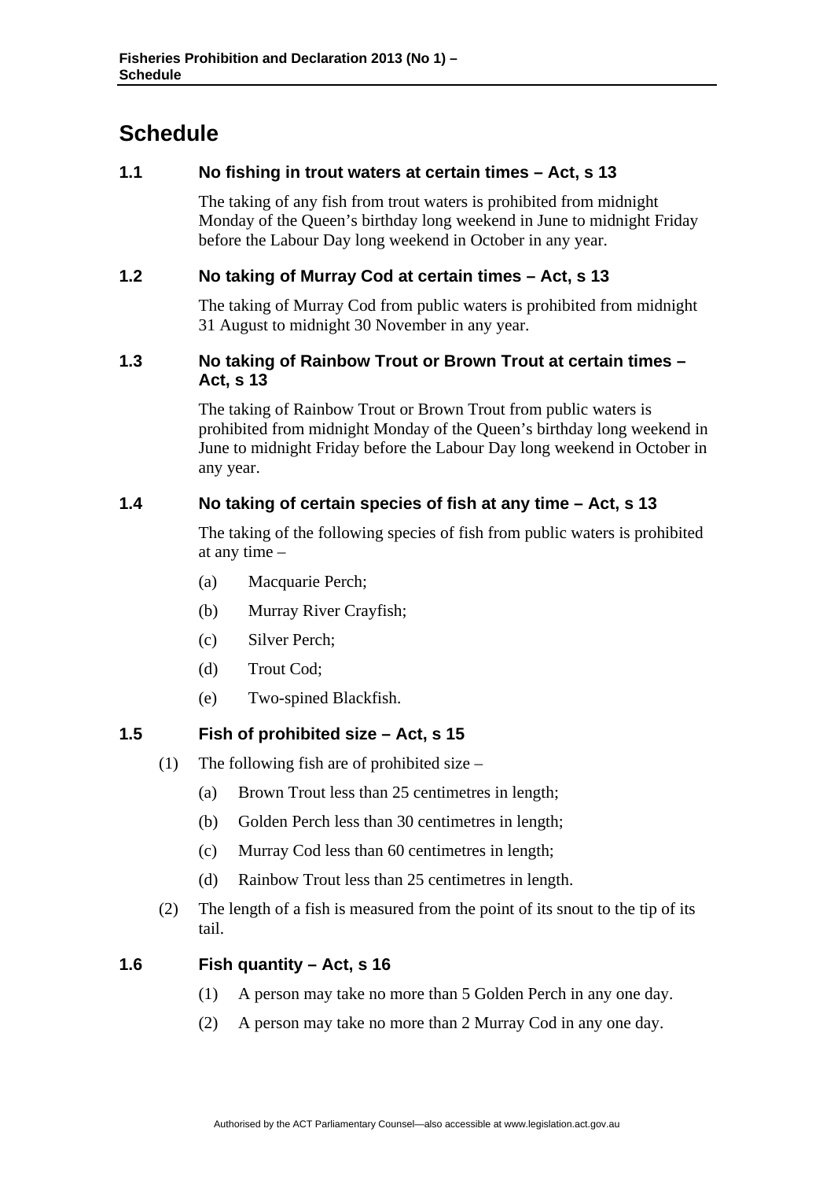# Schedule

### 1.1 No fishing in trout waters at certain times – Act, s 13

The taking of any fish from trout waters is prohibited from midnight Monday of the Queen's birthday long weekend in June to midnight Friday before the Labour Day long weekend in October in any year.

### 1.2 No taking of Murray Cod at certain times – Act, s 13

The taking of Murray Cod from public waters is prohibited from midnight 31 August to midnight 30 November in any year.

### 1.3 No taking of Rainbow Trout or Brown Trout at certain times – Act, s 13

The taking of Rainbow Trout or Brown Trout from public waters is prohibited from midnight Monday of the Queen's birthday long weekend in June to midnight Friday before the Labour Day long weekend in October in any year.

### 1.4 No taking of certain species of fish at any time – Act, s 13

The taking of the following species of fish from public waters is prohibited at any time –

(a) Macquarie Perch;

(b) Murray River Crayfish;

(c) Silver Perch;

(d) Trout Cod;

(e) Two-spined Blackfish.

### 1.5 Fish of prohibited size – Act, s 15

(1) The following fish are of prohibited size –

(a) Brown Trout less than 25 centimetres in length;

(b) Golden Perch less than 30 centimetres in length;

(c) Murray Cod less than 60 centimetres in length;

(d) Rainbow Trout less than 25 centimetres in length.

(2) The length of a fish is measured from the point of its snout to the tip of its tail.

### 1.6 Fish quantity – Act, s 16

(1) A person may take no more than 5 Golden Perch in any one day.

(2) A person may take no more than 2 Murray Cod in any one day.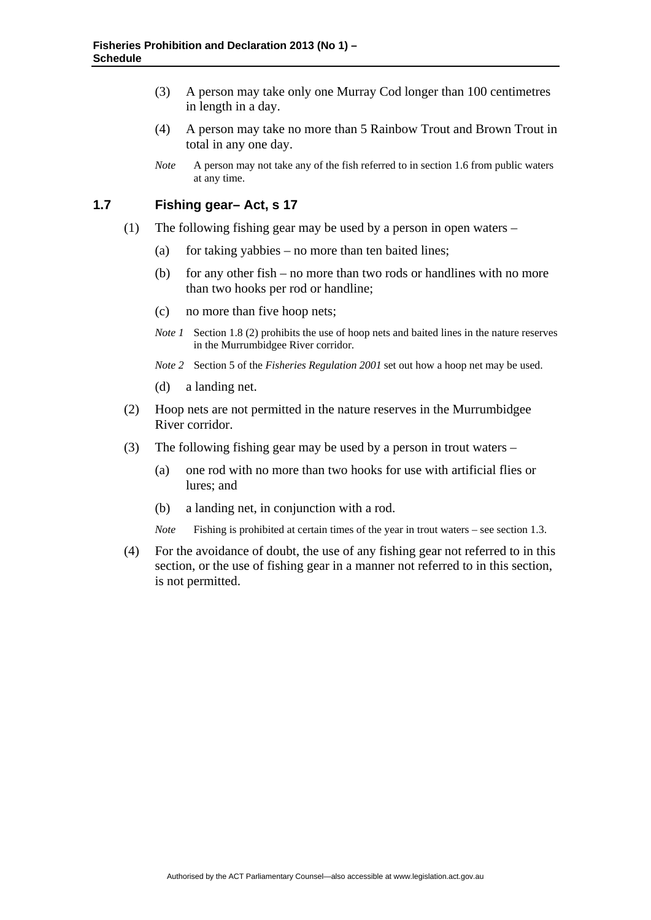(3) A person may take only one Murray Cod longer than 100 centimetres in length in a day.

(4) A person may take no more than 5 Rainbow Trout and Brown Trout in total in any one day.

*Note* A person may not take any of the fish referred to in section 1.6 from public waters at any time.

## 1.7 Fishing gear– Act, s 17

(1) The following fishing gear may be used by a person in open waters –

(a) for taking yabbies – no more than ten baited lines;

(b) for any other fish – no more than two rods or handlines with no more than two hooks per rod or handline;

(c) no more than five hoop nets;

*Note 1* Section 1.8 (2) prohibits the use of hoop nets and baited lines in the nature reserves in the Murrumbidgee River corridor.

*Note 2* Section 5 of the *Fisheries Regulation 2001* set out how a hoop net may be used.

(d) a landing net.

(2) Hoop nets are not permitted in the nature reserves in the Murrumbidgee River corridor.

(3) The following fishing gear may be used by a person in trout waters –

(a) one rod with no more than two hooks for use with artificial flies or lures; and

(b) a landing net, in conjunction with a rod.

*Note* Fishing is prohibited at certain times of the year in trout waters – see section 1.3.

(4) For the avoidance of doubt, the use of any fishing gear not referred to in this section, or the use of fishing gear in a manner not referred to in this section, is not permitted.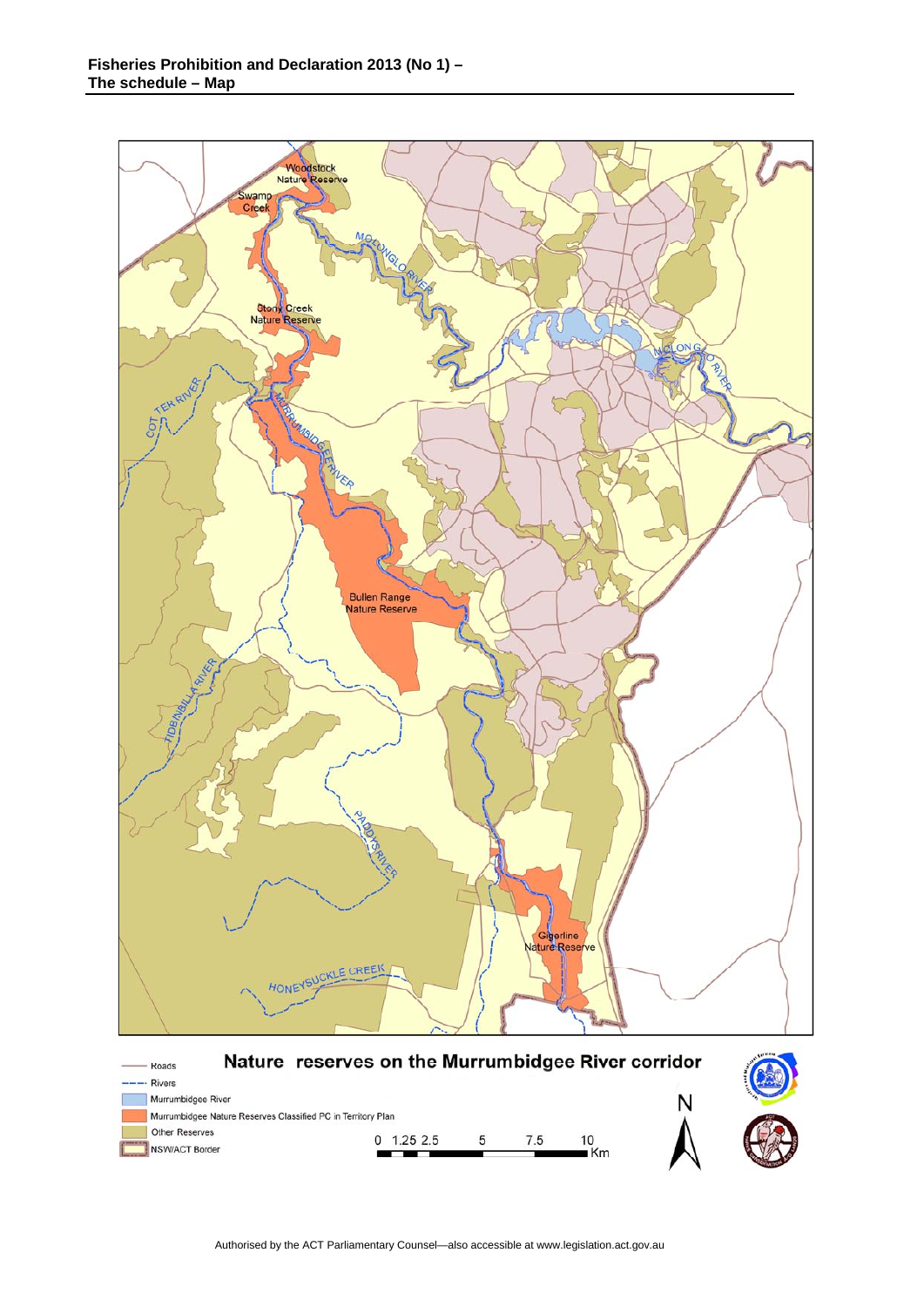Nature reserves on the Murrumbidgee River corridor

Woodstock Nature Reserve

Swamp Creek

MOLONGLO RIVER

Stony Creek Nature Reserve

COTTER RIVER

MURRUMBIDGEE RIVER

Bullen Range Nature Reserve

TIDBINBILLA RIVER

PADDYS RIVER

HONEYSUCKLE CREEK

Gigerline Nature Reserve

Roads

Rivers

Murrumbidgee River

Murrumbidgee Nature Reserves Classified PC in Territory Plan

Other Reserves

NSW/ACT Border

0 1.25 2.5 5 7.5 10 Km

N